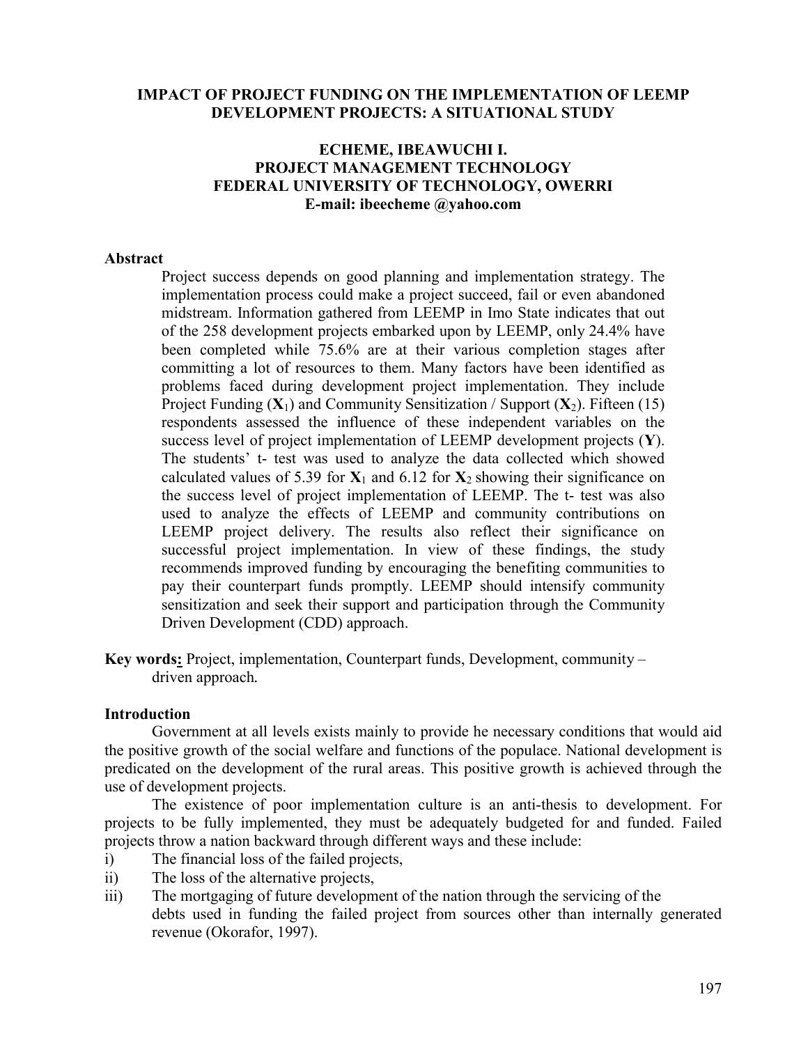# IMPACT OF PROJECT FUNDING ON THE IMPLEMENTATION OF LEEMP DEVELOPMENT PROJECTS: A SITUATIONAL STUDY

**ECHEME, IBEAWUCHI I.**
**PROJECT MANAGEMENT TECHNOLOGY**
**FEDERAL UNIVERSITY OF TECHNOLOGY, OWERRI**
**E-mail: ibeecheme @yahoo.com**

## Abstract

Project success depends on good planning and implementation strategy. The implementation process could make a project succeed, fail or even abandoned midstream. Information gathered from LEEMP in Imo State indicates that out of the 258 development projects embarked upon by LEEMP, only 24.4% have been completed while 75.6% are at their various completion stages after committing a lot of resources to them. Many factors have been identified as problems faced during development project implementation. They include Project Funding ($\mathbf{X}_1$) and Community Sensitization / Support ($\mathbf{X}_2$). Fifteen (15) respondents assessed the influence of these independent variables on the success level of project implementation of LEEMP development projects (**Y**). The students' t- test was used to analyze the data collected which showed calculated values of 5.39 for $\mathbf{X}_1$ and 6.12 for $\mathbf{X}_2$ showing their significance on the success level of project implementation of LEEMP. The t- test was also used to analyze the effects of LEEMP and community contributions on LEEMP project delivery. The results also reflect their significance on successful project implementation. In view of these findings, the study recommends improved funding by encouraging the benefiting communities to pay their counterpart funds promptly. LEEMP should intensify community sensitization and seek their support and participation through the Community Driven Development (CDD) approach.

**Key words:** Project, implementation, Counterpart funds, Development, community – driven approach.

## Introduction

Government at all levels exists mainly to provide he necessary conditions that would aid the positive growth of the social welfare and functions of the populace. National development is predicated on the development of the rural areas. This positive growth is achieved through the use of development projects.

The existence of poor implementation culture is an anti-thesis to development. For projects to be fully implemented, they must be adequately budgeted for and funded. Failed projects throw a nation backward through different ways and these include:

i) The financial loss of the failed projects,
ii) The loss of the alternative projects,
iii) The mortgaging of future development of the nation through the servicing of the debts used in funding the failed project from sources other than internally generated revenue (Okorafor, 1997).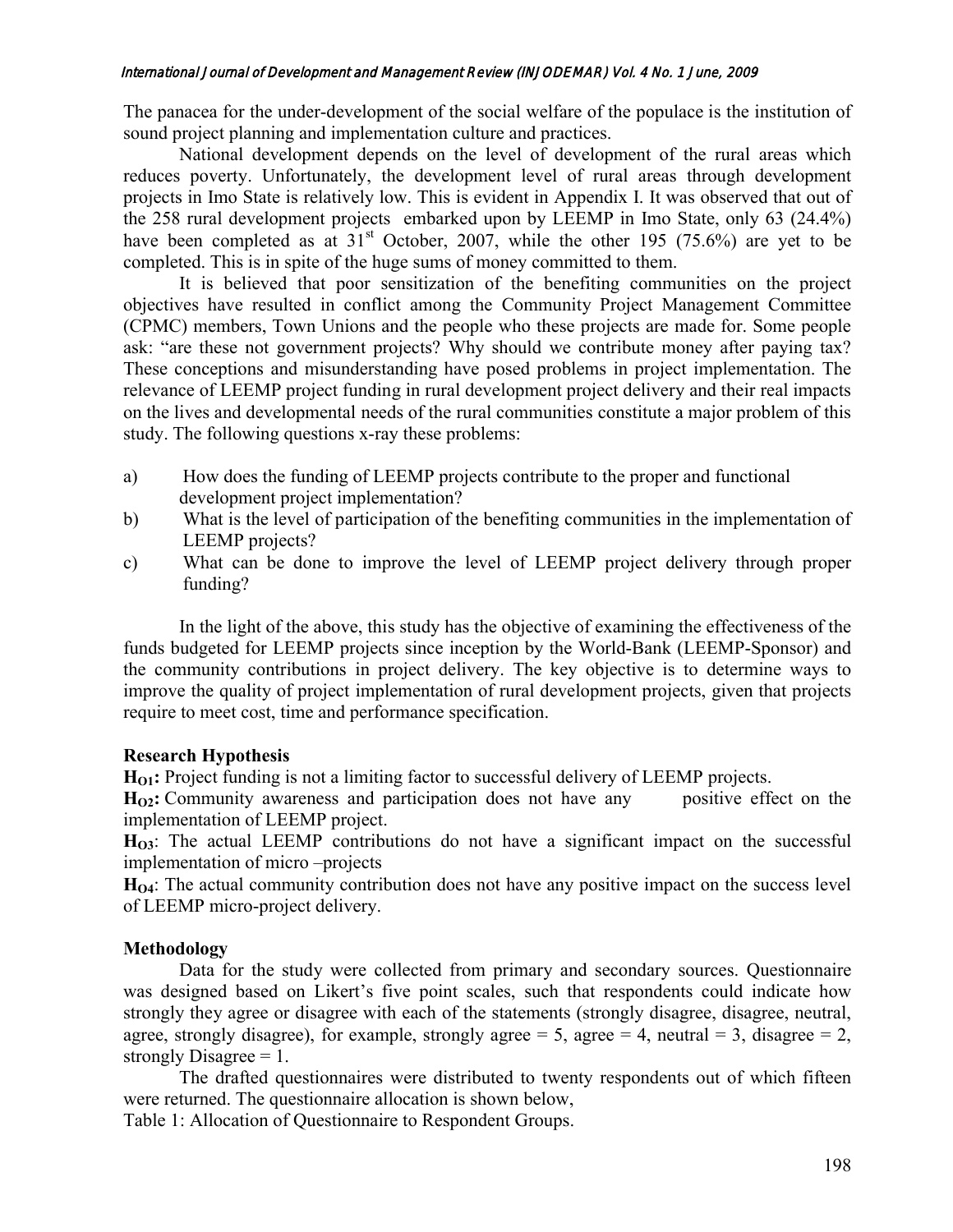The panacea for the under-development of the social welfare of the populace is the institution of sound project planning and implementation culture and practices.

National development depends on the level of development of the rural areas which reduces poverty. Unfortunately, the development level of rural areas through development projects in Imo State is relatively low. This is evident in Appendix I. It was observed that out of the 258 rural development projects embarked upon by LEEMP in Imo State, only 63 (24.4%) have been completed as at 31st October, 2007, while the other 195 (75.6%) are yet to be completed. This is in spite of the huge sums of money committed to them.

It is believed that poor sensitization of the benefiting communities on the project objectives have resulted in conflict among the Community Project Management Committee (CPMC) members, Town Unions and the people who these projects are made for. Some people ask: "are these not government projects? Why should we contribute money after paying tax? These conceptions and misunderstanding have posed problems in project implementation. The relevance of LEEMP project funding in rural development project delivery and their real impacts on the lives and developmental needs of the rural communities constitute a major problem of this study. The following questions x-ray these problems:

a) How does the funding of LEEMP projects contribute to the proper and functional development project implementation?
b) What is the level of participation of the benefiting communities in the implementation of LEEMP projects?
c) What can be done to improve the level of LEEMP project delivery through proper funding?

In the light of the above, this study has the objective of examining the effectiveness of the funds budgeted for LEEMP projects since inception by the World-Bank (LEEMP-Sponsor) and the community contributions in project delivery. The key objective is to determine ways to improve the quality of project implementation of rural development projects, given that projects require to meet cost, time and performance specification.

## Research Hypothesis

**$H_{O1}$:** Project funding is not a limiting factor to successful delivery of LEEMP projects.

**$H_{O2}$:** Community awareness and participation does not have any positive effect on the implementation of LEEMP project.

**$H_{O3}$**: The actual LEEMP contributions do not have a significant impact on the successful implementation of micro –projects

**$H_{O4}$**: The actual community contribution does not have any positive impact on the success level of LEEMP micro-project delivery.

## Methodology

Data for the study were collected from primary and secondary sources. Questionnaire was designed based on Likert's five point scales, such that respondents could indicate how strongly they agree or disagree with each of the statements (strongly disagree, disagree, neutral, agree, strongly disagree), for example, strongly agree = 5, agree = 4, neutral = 3, disagree = 2, strongly Disagree = 1.

The drafted questionnaires were distributed to twenty respondents out of which fifteen were returned. The questionnaire allocation is shown below,

Table 1: Allocation of Questionnaire to Respondent Groups.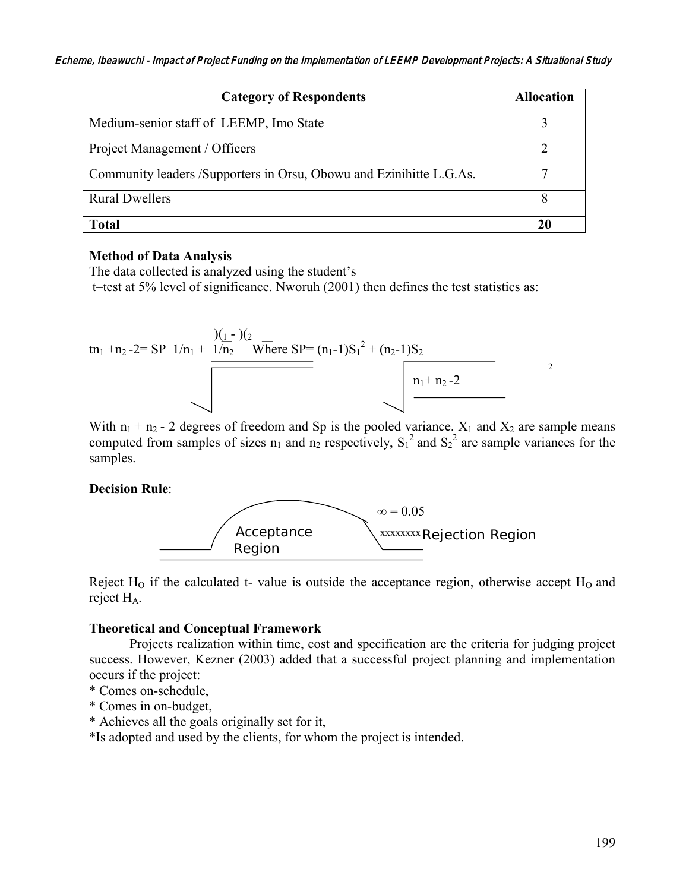| Category of Respondents | Allocation |
| --- | --- |
| Medium-senior staff of LEEMP, Imo State | 3 |
| Project Management / Officers | 2 |
| Community leaders /Supporters in Orsu, Obowu and Ezinihitte L.G.As. | 7 |
| Rural Dwellers | 8 |
| **Total** | **20** |

**Method of Data Analysis**

The data collected is analyzed using the student's t–test at 5% level of significance. Nworuh (2001) then defines the test statistics as:

$$t_{n_1+n_2-2} = \frac{\bar{X}_1 - \bar{X}_2}{S_P\sqrt{1/n_1 + 1/n_2}} \quad \text{Where } S_P = \sqrt{\frac{(n_1-1)S_1^2 + (n_2-1)S_2^2}{n_1+n_2-2}}$$

With $n_1 + n_2 - 2$ degrees of freedom and Sp is the pooled variance. $X_1$ and $X_2$ are sample means computed from samples of sizes $n_1$ and $n_2$ respectively, $S_1^2$ and $S_2^2$ are sample variances for the samples.

**Decision Rule**:

Acceptance Region | $\infty = 0.05$ | Rejection Region

Reject $H_O$ if the calculated t- value is outside the acceptance region, otherwise accept $H_O$ and reject $H_A$.

**Theoretical and Conceptual Framework**

Projects realization within time, cost and specification are the criteria for judging project success. However, Kezner (2003) added that a successful project planning and implementation occurs if the project:

* Comes on-schedule,
* Comes in on-budget,
* Achieves all the goals originally set for it,
* Is adopted and used by the clients, for whom the project is intended.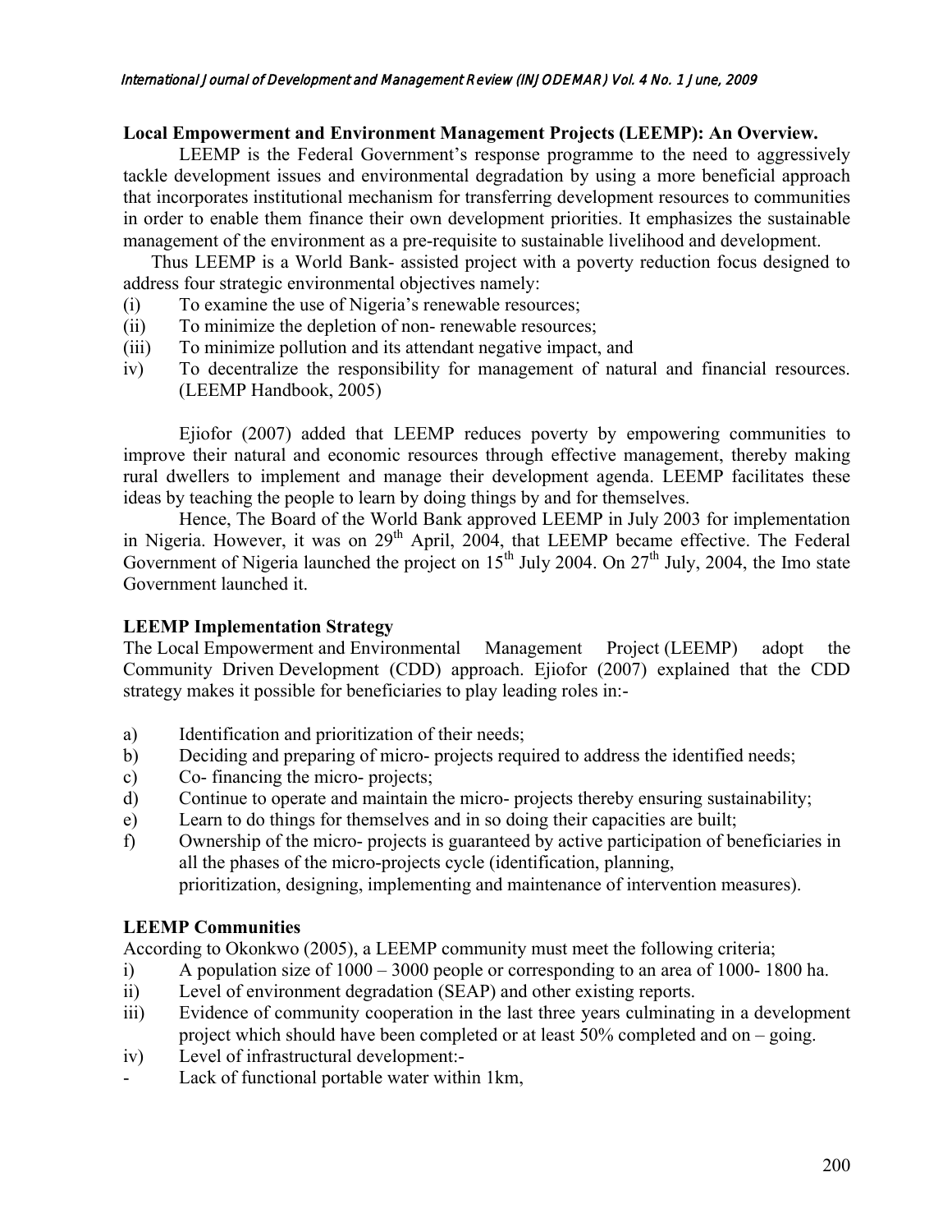### Local Empowerment and Environment Management Projects (LEEMP): An Overview.

LEEMP is the Federal Government's response programme to the need to aggressively tackle development issues and environmental degradation by using a more beneficial approach that incorporates institutional mechanism for transferring development resources to communities in order to enable them finance their own development priorities. It emphasizes the sustainable management of the environment as a pre-requisite to sustainable livelihood and development.

Thus LEEMP is a World Bank- assisted project with a poverty reduction focus designed to address four strategic environmental objectives namely:

(i) To examine the use of Nigeria's renewable resources;
(ii) To minimize the depletion of non- renewable resources;
(iii) To minimize pollution and its attendant negative impact, and
iv) To decentralize the responsibility for management of natural and financial resources. (LEEMP Handbook, 2005)

Ejiofor (2007) added that LEEMP reduces poverty by empowering communities to improve their natural and economic resources through effective management, thereby making rural dwellers to implement and manage their development agenda. LEEMP facilitates these ideas by teaching the people to learn by doing things by and for themselves.

Hence, The Board of the World Bank approved LEEMP in July 2003 for implementation in Nigeria. However, it was on 29th April, 2004, that LEEMP became effective. The Federal Government of Nigeria launched the project on 15th July 2004. On 27th July, 2004, the Imo state Government launched it.

### LEEMP Implementation Strategy

The Local Empowerment and Environmental Management Project (LEEMP) adopt the Community Driven Development (CDD) approach. Ejiofor (2007) explained that the CDD strategy makes it possible for beneficiaries to play leading roles in:-

a) Identification and prioritization of their needs;
b) Deciding and preparing of micro- projects required to address the identified needs;
c) Co- financing the micro- projects;
d) Continue to operate and maintain the micro- projects thereby ensuring sustainability;
e) Learn to do things for themselves and in so doing their capacities are built;
f) Ownership of the micro- projects is guaranteed by active participation of beneficiaries in all the phases of the micro-projects cycle (identification, planning, prioritization, designing, implementing and maintenance of intervention measures).

### LEEMP Communities

According to Okonkwo (2005), a LEEMP community must meet the following criteria;

i) A population size of 1000 – 3000 people or corresponding to an area of 1000- 1800 ha.
ii) Level of environment degradation (SEAP) and other existing reports.
iii) Evidence of community cooperation in the last three years culminating in a development project which should have been completed or at least 50% completed and on – going.
iv) Level of infrastructural development:-

- Lack of functional portable water within 1km,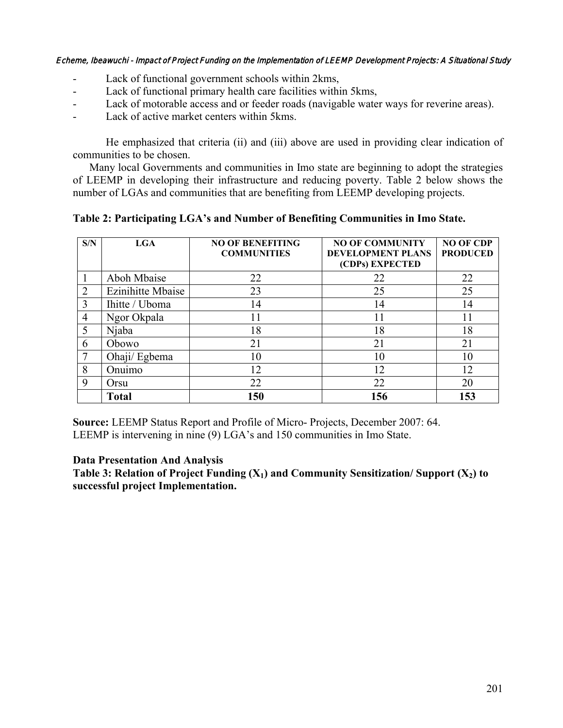- Lack of functional government schools within 2kms,
- Lack of functional primary health care facilities within 5kms,
- Lack of motorable access and or feeder roads (navigable water ways for reverine areas).
- Lack of active market centers within 5kms.

He emphasized that criteria (ii) and (iii) above are used in providing clear indication of communities to be chosen.

Many local Governments and communities in Imo state are beginning to adopt the strategies of LEEMP in developing their infrastructure and reducing poverty. Table 2 below shows the number of LGAs and communities that are benefiting from LEEMP developing projects.

**Table 2: Participating LGA's and Number of Benefiting Communities in Imo State.**

| S/N | LGA | NO OF BENEFITING COMMUNITIES | NO OF COMMUNITY DEVELOPMENT PLANS (CDPs) EXPECTED | NO OF CDP PRODUCED |
|---|---|---|---|---|
| 1 | Aboh Mbaise | 22 | 22 | 22 |
| 2 | Ezinihitte Mbaise | 23 | 25 | 25 |
| 3 | Ihitte / Uboma | 14 | 14 | 14 |
| 4 | Ngor Okpala | 11 | 11 | 11 |
| 5 | Njaba | 18 | 18 | 18 |
| 6 | Obowo | 21 | 21 | 21 |
| 7 | Ohaji/ Egbema | 10 | 10 | 10 |
| 8 | Onuimo | 12 | 12 | 12 |
| 9 | Orsu | 22 | 22 | 20 |
| | **Total** | **150** | **156** | **153** |

**Source:** LEEMP Status Report and Profile of Micro- Projects, December 2007: 64.
LEEMP is intervening in nine (9) LGA's and 150 communities in Imo State.

**Data Presentation And Analysis**

**Table 3: Relation of Project Funding ($X_1$) and Community Sensitization/ Support ($X_2$) to successful project Implementation.**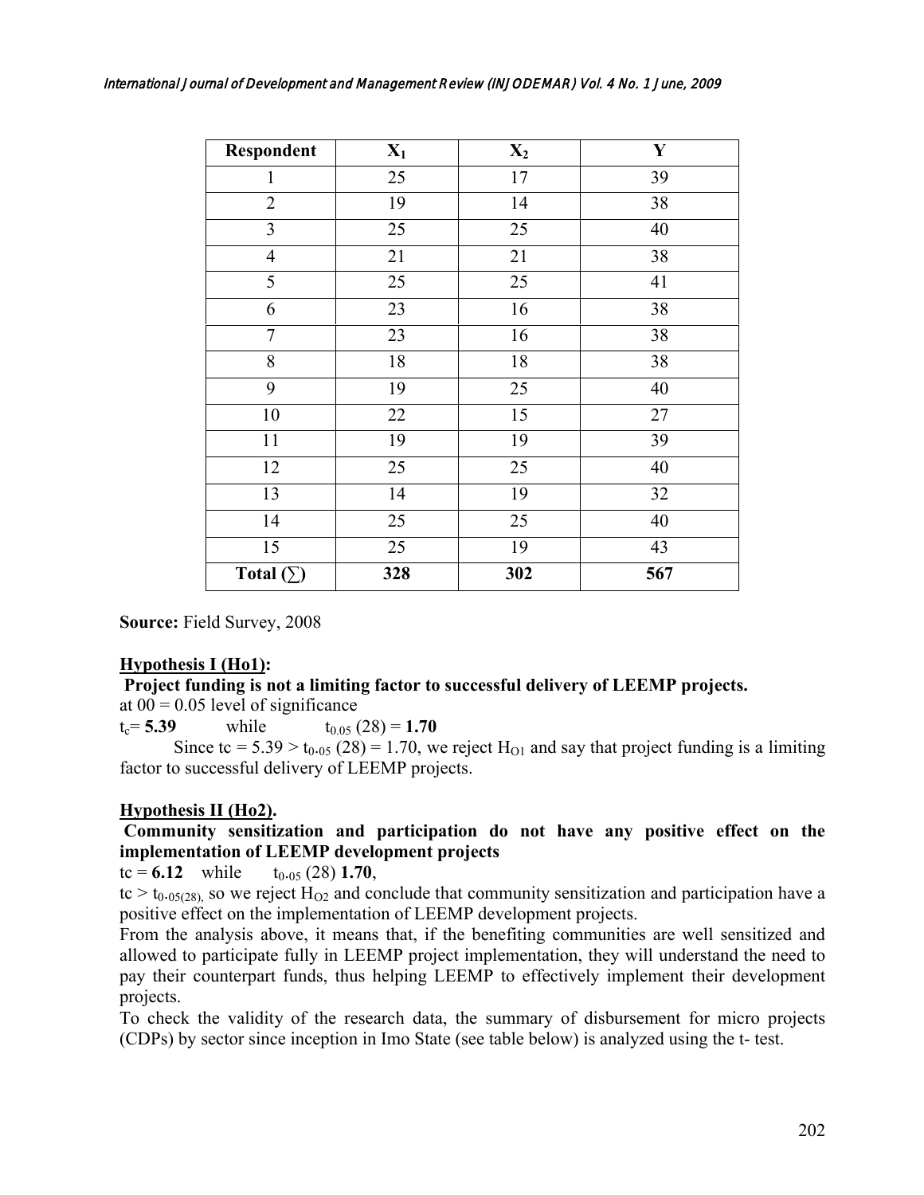| Respondent | $X_1$ | $X_2$ | Y |
|---|---|---|---|
| 1 | 25 | 17 | 39 |
| 2 | 19 | 14 | 38 |
| 3 | 25 | 25 | 40 |
| 4 | 21 | 21 | 38 |
| 5 | 25 | 25 | 41 |
| 6 | 23 | 16 | 38 |
| 7 | 23 | 16 | 38 |
| 8 | 18 | 18 | 38 |
| 9 | 19 | 25 | 40 |
| 10 | 22 | 15 | 27 |
| 11 | 19 | 19 | 39 |
| 12 | 25 | 25 | 40 |
| 13 | 14 | 19 | 32 |
| 14 | 25 | 25 | 40 |
| 15 | 25 | 19 | 43 |
| **Total (∑)** | **328** | **302** | **567** |

**Source:** Field Survey, 2008

**Hypothesis I (Ho1):**

**Project funding is not a limiting factor to successful delivery of LEEMP projects.**

at 00 = 0.05 level of significance

$t_c$= **5.39** while $t_{0.05}(28)$ = **1.70**

Since tc = 5.39 > $t_{0.05}(28)$ = 1.70, we reject $H_{O1}$ and say that project funding is a limiting factor to successful delivery of LEEMP projects.

**Hypothesis II (Ho2).**

**Community sensitization and participation do not have any positive effect on the implementation of LEEMP development projects**

tc = **6.12** while $t_{0.05}(28)$ **1.70**,

tc > $t_{0.05(28)}$, so we reject $H_{O2}$ and conclude that community sensitization and participation have a positive effect on the implementation of LEEMP development projects.

From the analysis above, it means that, if the benefiting communities are well sensitized and allowed to participate fully in LEEMP project implementation, they will understand the need to pay their counterpart funds, thus helping LEEMP to effectively implement their development projects.

To check the validity of the research data, the summary of disbursement for micro projects (CDPs) by sector since inception in Imo State (see table below) is analyzed using the t- test.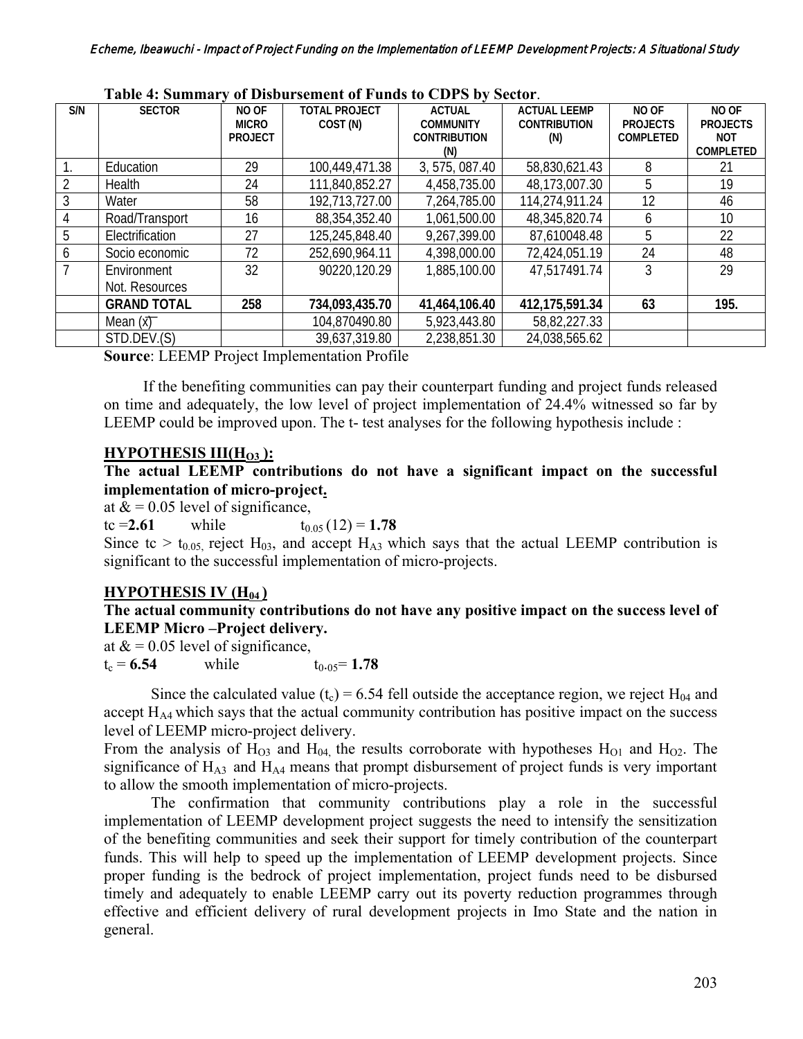**Table 4: Summary of Disbursement of Funds to CDPS by Sector**.

| S/N | SECTOR | NO OF MICRO PROJECT | TOTAL PROJECT COST (N) | ACTUAL COMMUNITY CONTRIBUTION (N) | ACTUAL LEEMP CONTRIBUTION (N) | NO OF PROJECTS COMPLETED | NO OF PROJECTS NOT COMPLETED |
|---|---|---|---|---|---|---|---|
| 1. | Education | 29 | 100,449,471.38 | 3, 575, 087.40 | 58,830,621.43 | 8 | 21 |
| 2 | Health | 24 | 111,840,852.27 | 4,458,735.00 | 48,173,007.30 | 5 | 19 |
| 3 | Water | 58 | 192,713,727.00 | 7,264,785.00 | 114,274,911.24 | 12 | 46 |
| 4 | Road/Transport | 16 | 88,354,352.40 | 1,061,500.00 | 48,345,820.74 | 6 | 10 |
| 5 | Electrification | 27 | 125,245,848.40 | 9,267,399.00 | 87,610048.48 | 5 | 22 |
| 6 | Socio economic | 72 | 252,690,964.11 | 4,398,000.00 | 72,424,051.19 | 24 | 48 |
| 7 | Environment Not. Resources | 32 | 90220,120.29 | 1,885,100.00 | 47,517491.74 | 3 | 29 |
| | **GRAND TOTAL** | **258** | **734,093,435.70** | **41,464,106.40** | **412,175,591.34** | **63** | **195.** |
| | Mean ($\bar{x}$) | | 104,870490.80 | 5,923,443.80 | 58,82,227.33 | | |
| | STD.DEV.(S) | | 39,637,319.80 | 2,238,851.30 | 24,038,565.62 | | |

**Source**: LEEMP Project Implementation Profile

If the benefiting communities can pay their counterpart funding and project funds released on time and adequately, the low level of project implementation of 24.4% witnessed so far by LEEMP could be improved upon. The t- test analyses for the following hypothesis include :

## HYPOTHESIS III($H_{O3}$):

**The actual LEEMP contributions do not have a significant impact on the successful implementation of micro-project.**

at & = 0.05 level of significance,

tc =**2.61** while $t_{0.05}(12)$ = **1.78**

Since tc > $t_{0.05,}$ reject $H_{03}$, and accept $H_{A3}$ which says that the actual LEEMP contribution is significant to the successful implementation of micro-projects.

## HYPOTHESIS IV ($H_{04}$)

**The actual community contributions do not have any positive impact on the success level of LEEMP Micro –Project delivery.**

at & = 0.05 level of significance,

$t_c$ = **6.54** while $t_{0\text{-}05}$= **1.78**

Since the calculated value ($t_c$) = 6.54 fell outside the acceptance region, we reject $H_{04}$ and accept $H_{A4}$ which says that the actual community contribution has positive impact on the success level of LEEMP micro-project delivery.

From the analysis of $H_{O3}$ and $H_{04,}$ the results corroborate with hypotheses $H_{O1}$ and $H_{O2}$. The significance of $H_{A3}$ and $H_{A4}$ means that prompt disbursement of project funds is very important to allow the smooth implementation of micro-projects.

The confirmation that community contributions play a role in the successful implementation of LEEMP development project suggests the need to intensify the sensitization of the benefiting communities and seek their support for timely contribution of the counterpart funds. This will help to speed up the implementation of LEEMP development projects. Since proper funding is the bedrock of project implementation, project funds need to be disbursed timely and adequately to enable LEEMP carry out its poverty reduction programmes through effective and efficient delivery of rural development projects in Imo State and the nation in general.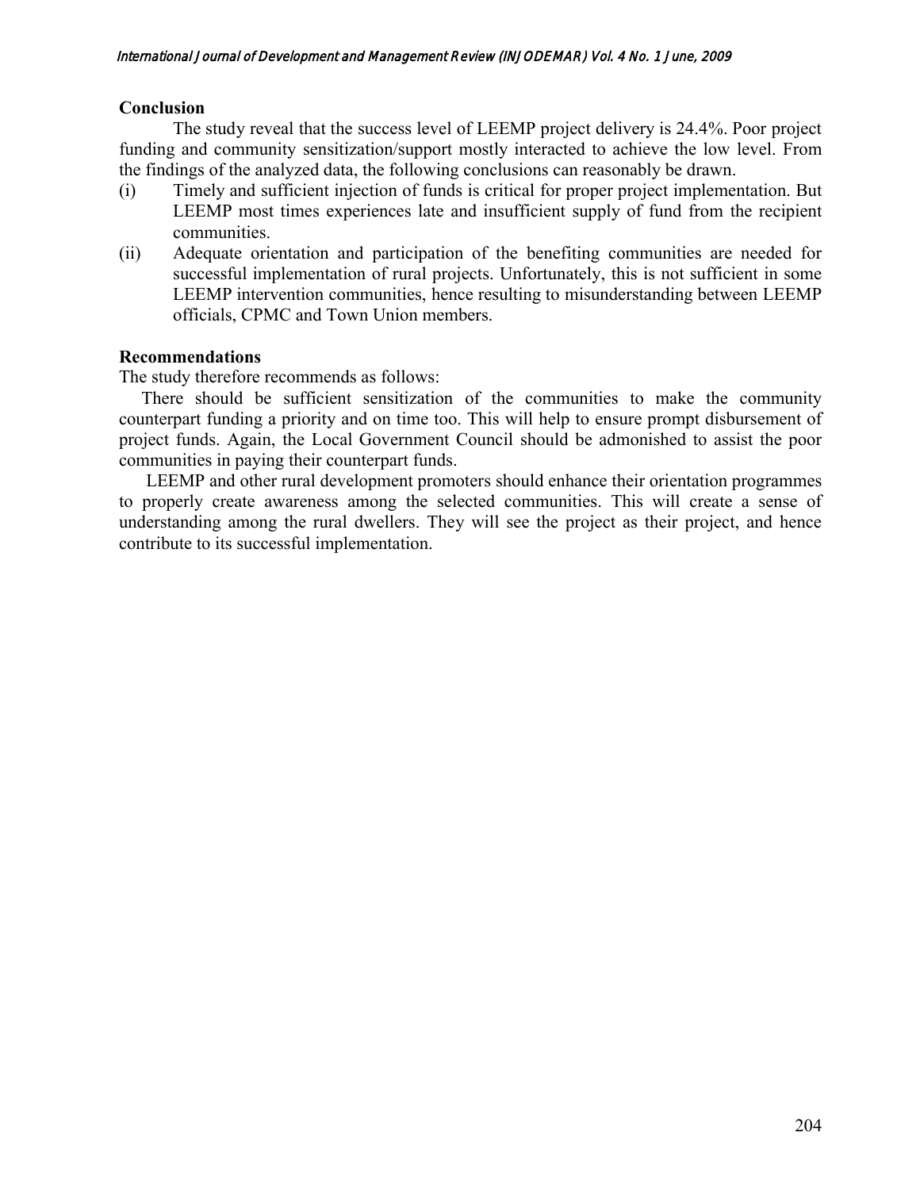## Conclusion

The study reveal that the success level of LEEMP project delivery is 24.4%. Poor project funding and community sensitization/support mostly interacted to achieve the low level. From the findings of the analyzed data, the following conclusions can reasonably be drawn.

(i) Timely and sufficient injection of funds is critical for proper project implementation. But LEEMP most times experiences late and insufficient supply of fund from the recipient communities.

(ii) Adequate orientation and participation of the benefiting communities are needed for successful implementation of rural projects. Unfortunately, this is not sufficient in some LEEMP intervention communities, hence resulting to misunderstanding between LEEMP officials, CPMC and Town Union members.

## Recommendations

The study therefore recommends as follows:

There should be sufficient sensitization of the communities to make the community counterpart funding a priority and on time too. This will help to ensure prompt disbursement of project funds. Again, the Local Government Council should be admonished to assist the poor communities in paying their counterpart funds.

LEEMP and other rural development promoters should enhance their orientation programmes to properly create awareness among the selected communities. This will create a sense of understanding among the rural dwellers. They will see the project as their project, and hence contribute to its successful implementation.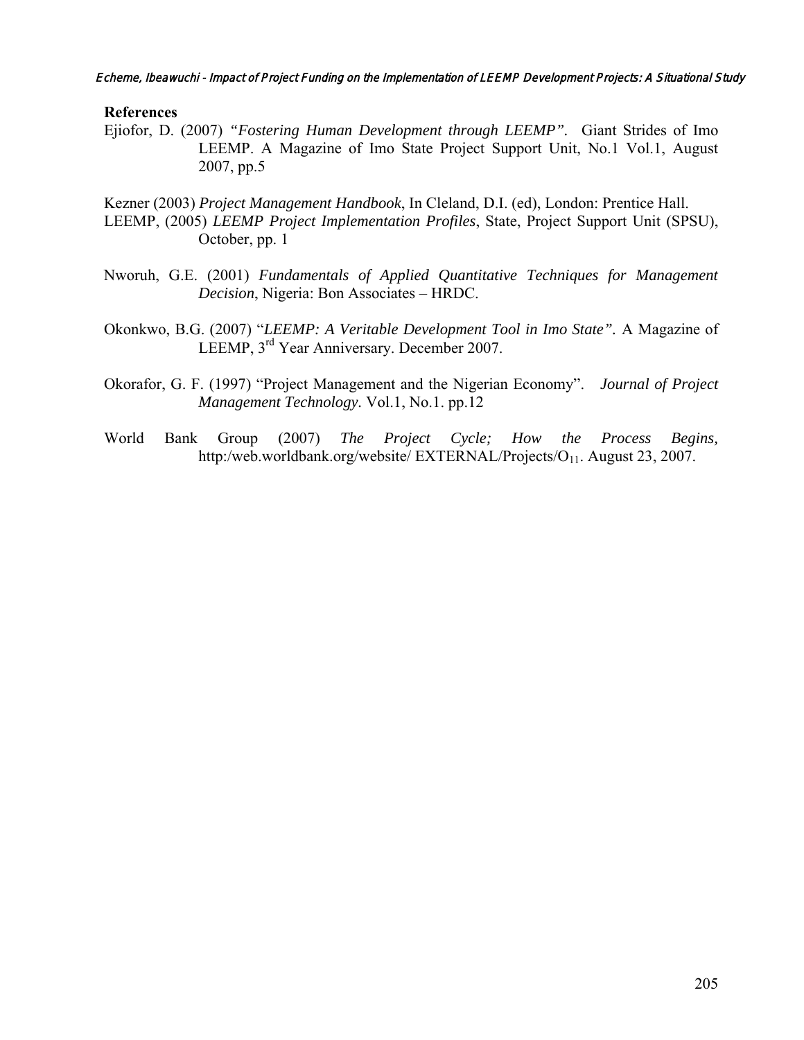## References

Ejiofor, D. (2007) *"Fostering Human Development through LEEMP".* Giant Strides of Imo LEEMP. A Magazine of Imo State Project Support Unit, No.1 Vol.1, August 2007, pp.5

Kezner (2003) *Project Management Handbook*, In Cleland, D.I. (ed), London: Prentice Hall.

LEEMP, (2005) *LEEMP Project Implementation Profiles*, State, Project Support Unit (SPSU), October, pp. 1

Nworuh, G.E. (2001) *Fundamentals of Applied Quantitative Techniques for Management Decision*, Nigeria: Bon Associates – HRDC.

Okonkwo, B.G. (2007) "*LEEMP: A Veritable Development Tool in Imo State".* A Magazine of LEEMP, 3rd Year Anniversary. December 2007.

Okorafor, G. F. (1997) "Project Management and the Nigerian Economy". *Journal of Project Management Technology.* Vol.1, No.1. pp.12

World Bank Group (2007) *The Project Cycle; How the Process Begins,* http:/web.worldbank.org/website/ EXTERNAL/Projects/$O_{11}$. August 23, 2007.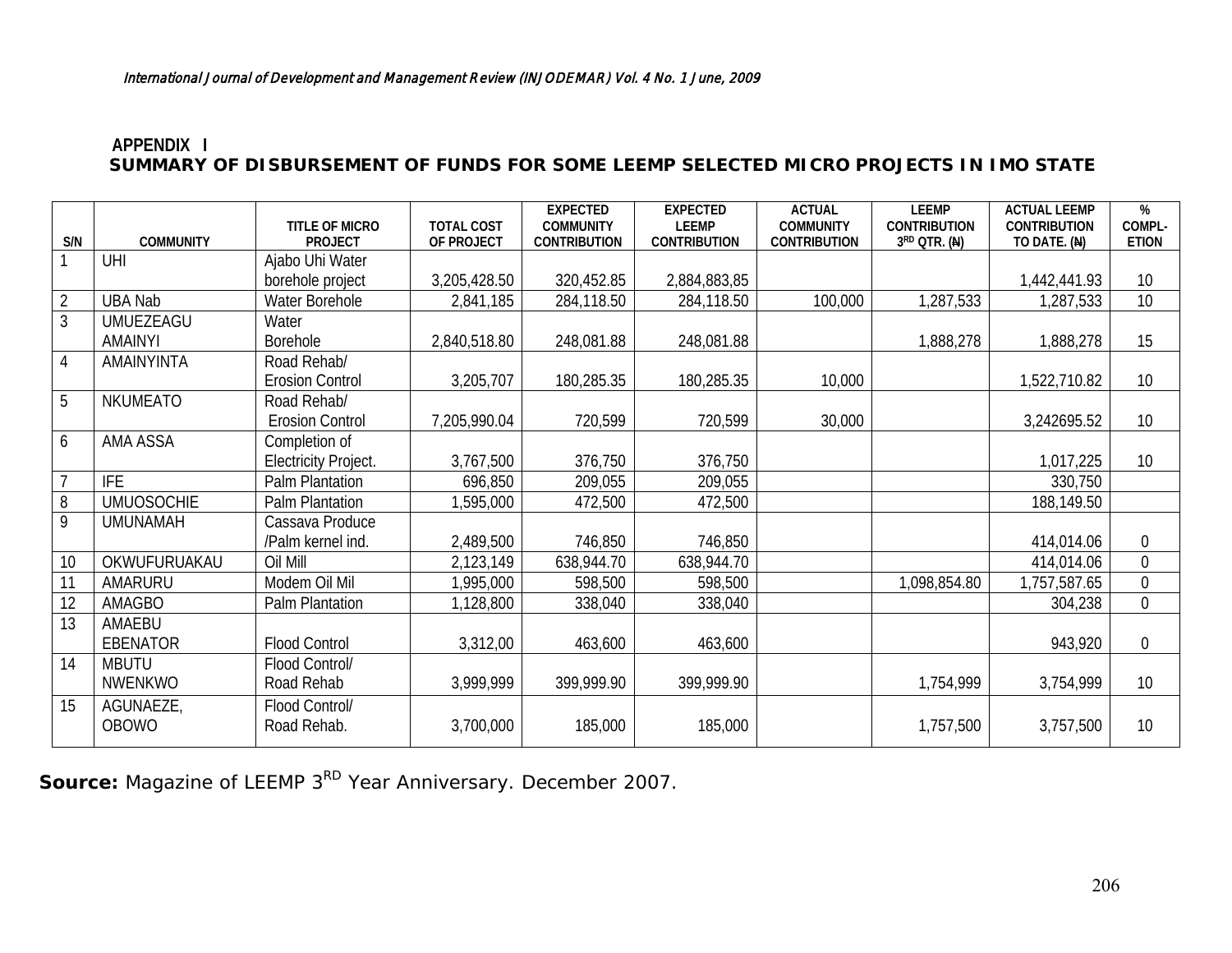## APPENDIX I

### SUMMARY OF DISBURSEMENT OF FUNDS FOR SOME LEEMP SELECTED MICRO PROJECTS IN IMO STATE

| S/N | COMMUNITY | TITLE OF MICRO PROJECT | TOTAL COST OF PROJECT | EXPECTED COMMUNITY CONTRIBUTION | EXPECTED LEEMP CONTRIBUTION | ACTUAL COMMUNITY CONTRIBUTION | LEEMP CONTRIBUTION 3RD QTR. (₦) | ACTUAL LEEMP CONTRIBUTION TO DATE. (₦) | % COMPL-ETION |
|---|---|---|---|---|---|---|---|---|---|
| 1 | UHI | Ajabo Uhi Water borehole project | 3,205,428.50 | 320,452.85 | 2,884,883,85 | | | 1,442,441.93 | 10 |
| 2 | UBA Nab | Water Borehole | 2,841,185 | 284,118.50 | 284,118.50 | 100,000 | 1,287,533 | 1,287,533 | 10 |
| 3 | UMUEZEAGU AMAINYI | Water Borehole | 2,840,518.80 | 248,081.88 | 248,081.88 | | 1,888,278 | 1,888,278 | 15 |
| 4 | AMAINYINTA | Road Rehab/ Erosion Control | 3,205,707 | 180,285.35 | 180,285.35 | 10,000 | | 1,522,710.82 | 10 |
| 5 | NKUMEATO | Road Rehab/ Erosion Control | 7,205,990.04 | 720,599 | 720,599 | 30,000 | | 3,242695.52 | 10 |
| 6 | AMA ASSA | Completion of Electricity Project. | 3,767,500 | 376,750 | 376,750 | | | 1,017,225 | 10 |
| 7 | IFE | Palm Plantation | 696,850 | 209,055 | 209,055 | | | 330,750 | |
| 8 | UMUOSOCHIE | Palm Plantation | 1,595,000 | 472,500 | 472,500 | | | 188,149.50 | |
| 9 | UMUNAMAH | Cassava Produce /Palm kernel ind. | 2,489,500 | 746,850 | 746,850 | | | 414,014.06 | 0 |
| 10 | OKWUFURUAKAU | Oil Mill | 2,123,149 | 638,944.70 | 638,944.70 | | | 414,014.06 | 0 |
| 11 | AMARURU | Modem Oil Mil | 1,995,000 | 598,500 | 598,500 | | 1,098,854.80 | 1,757,587.65 | 0 |
| 12 | AMAGBO | Palm Plantation | 1,128,800 | 338,040 | 338,040 | | | 304,238 | 0 |
| 13 | AMAEBU EBENATOR | Flood Control | 3,312,00 | 463,600 | 463,600 | | | 943,920 | 0 |
| 14 | MBUTU NWENKWO | Flood Control/ Road Rehab | 3,999,999 | 399,999.90 | 399,999.90 | | 1,754,999 | 3,754,999 | 10 |
| 15 | AGUNAEZE, OBOWO | Flood Control/ Road Rehab. | 3,700,000 | 185,000 | 185,000 | | 1,757,500 | 3,757,500 | 10 |

**Source:** Magazine of LEEMP 3RD Year Anniversary. December 2007.